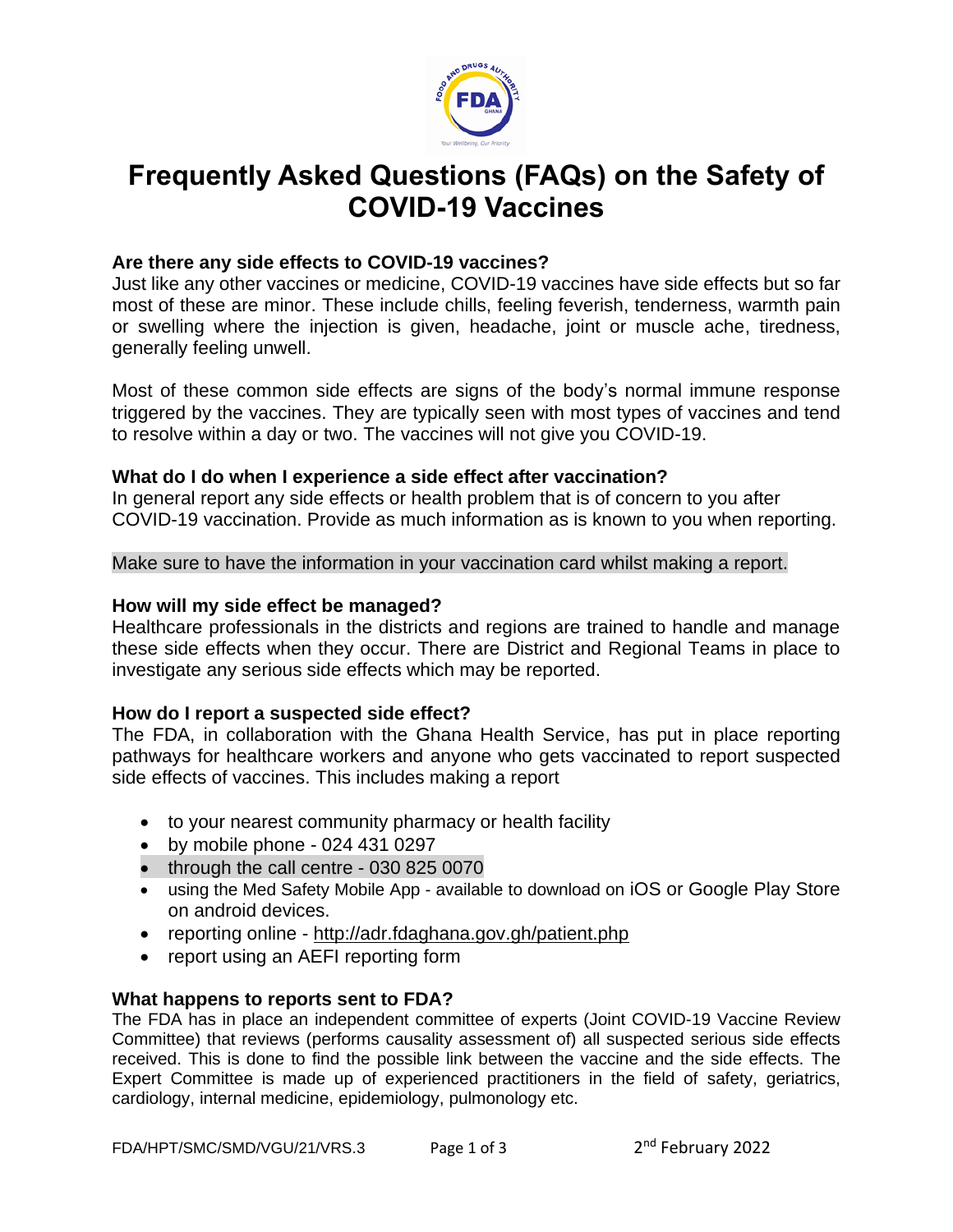# Frequently Asked Questions (FAQs) on the Safety of COVID-19 Vaccines

### Are there any side effects to COVID-19 vaccines?

Just like any other vaccines or medicine, COVID-19 vaccines have side effects but so far most of these are minor. These include chills, feeling feverish, tenderness, warmth pain or swelling where the injection is given, headache, joint or muscle ache, tiredness, generally feeling unwell.

Most of these common side effects are signs of the body's normal immune response triggered by the vaccines. They are typically seen with most types of vaccines and tend to resolve within a day or two. The vaccines will not give you COVID-19.

### What do I do when I experience a side effect after vaccination?

In general report any side effects or health problem that is of concern to you after COVID-19 vaccination. Provide as much information as is known to you when reporting.

Make sure to have the information in your vaccination card whilst making a report.

### How will my side effect be managed?

Healthcare professionals in the districts and regions are trained to handle and manage these side effects when they occur. There are District and Regional Teams in place to investigate any serious side effects which may be reported.

### How do I report a suspected side effect?

The FDA, in collaboration with the Ghana Health Service, has put in place reporting pathways for healthcare workers and anyone who gets vaccinated to report suspected side effects of vaccines. This includes making a report

- to your nearest community pharmacy or health facility
- by mobile phone - 024 431 0297
- through the call centre - 030 825 0070
- using the Med Safety Mobile App - available to download on iOS or Google Play Store on android devices.
- reporting online - http://adr.fdaghana.gov.gh/patient.php
- report using an AEFI reporting form

### What happens to reports sent to FDA?

The FDA has in place an independent committee of experts (Joint COVID-19 Vaccine Review Committee) that reviews (performs causality assessment of) all suspected serious side effects received. This is done to find the possible link between the vaccine and the side effects. The Expert Committee is made up of experienced practitioners in the field of safety, geriatrics, cardiology, internal medicine, epidemiology, pulmonology etc.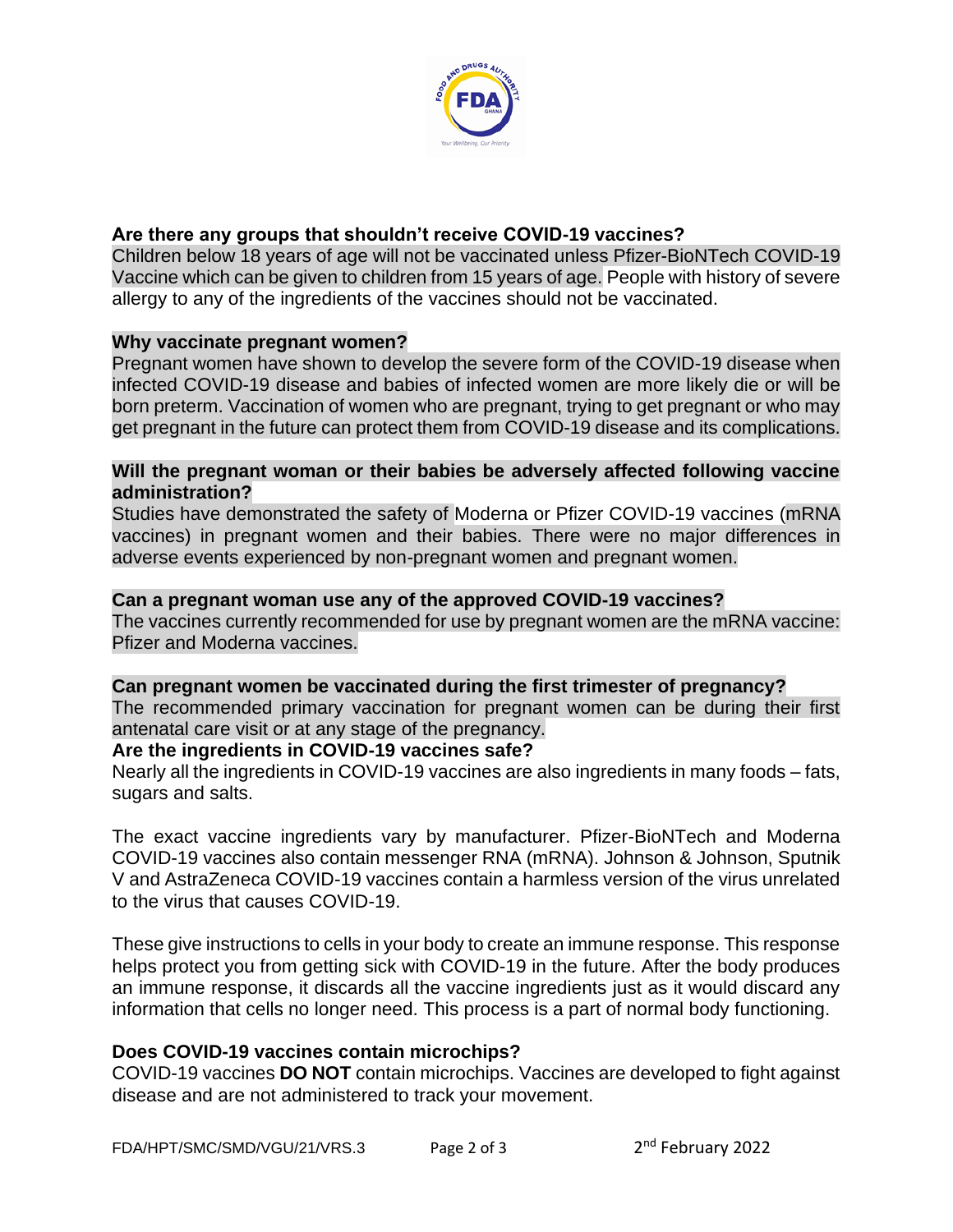**Are there any groups that shouldn't receive COVID-19 vaccines?**

Children below 18 years of age will not be vaccinated unless Pfizer-BioNTech COVID-19 Vaccine which can be given to children from 15 years of age. People with history of severe allergy to any of the ingredients of the vaccines should not be vaccinated.

**Why vaccinate pregnant women?**

Pregnant women have shown to develop the severe form of the COVID-19 disease when infected COVID-19 disease and babies of infected women are more likely die or will be born preterm. Vaccination of women who are pregnant, trying to get pregnant or who may get pregnant in the future can protect them from COVID-19 disease and its complications.

**Will the pregnant woman or their babies be adversely affected following vaccine administration?**

Studies have demonstrated the safety of Moderna or Pfizer COVID-19 vaccines (mRNA vaccines) in pregnant women and their babies. There were no major differences in adverse events experienced by non-pregnant women and pregnant women.

**Can a pregnant woman use any of the approved COVID-19 vaccines?**

The vaccines currently recommended for use by pregnant women are the mRNA vaccine: Pfizer and Moderna vaccines.

**Can pregnant women be vaccinated during the first trimester of pregnancy?**

The recommended primary vaccination for pregnant women can be during their first antenatal care visit or at any stage of the pregnancy.

**Are the ingredients in COVID-19 vaccines safe?**

Nearly all the ingredients in COVID-19 vaccines are also ingredients in many foods – fats, sugars and salts.

The exact vaccine ingredients vary by manufacturer. Pfizer-BioNTech and Moderna COVID-19 vaccines also contain messenger RNA (mRNA). Johnson & Johnson, Sputnik V and AstraZeneca COVID-19 vaccines contain a harmless version of the virus unrelated to the virus that causes COVID-19.

These give instructions to cells in your body to create an immune response. This response helps protect you from getting sick with COVID-19 in the future. After the body produces an immune response, it discards all the vaccine ingredients just as it would discard any information that cells no longer need. This process is a part of normal body functioning.

**Does COVID-19 vaccines contain microchips?**

COVID-19 vaccines **DO NOT** contain microchips. Vaccines are developed to fight against disease and are not administered to track your movement.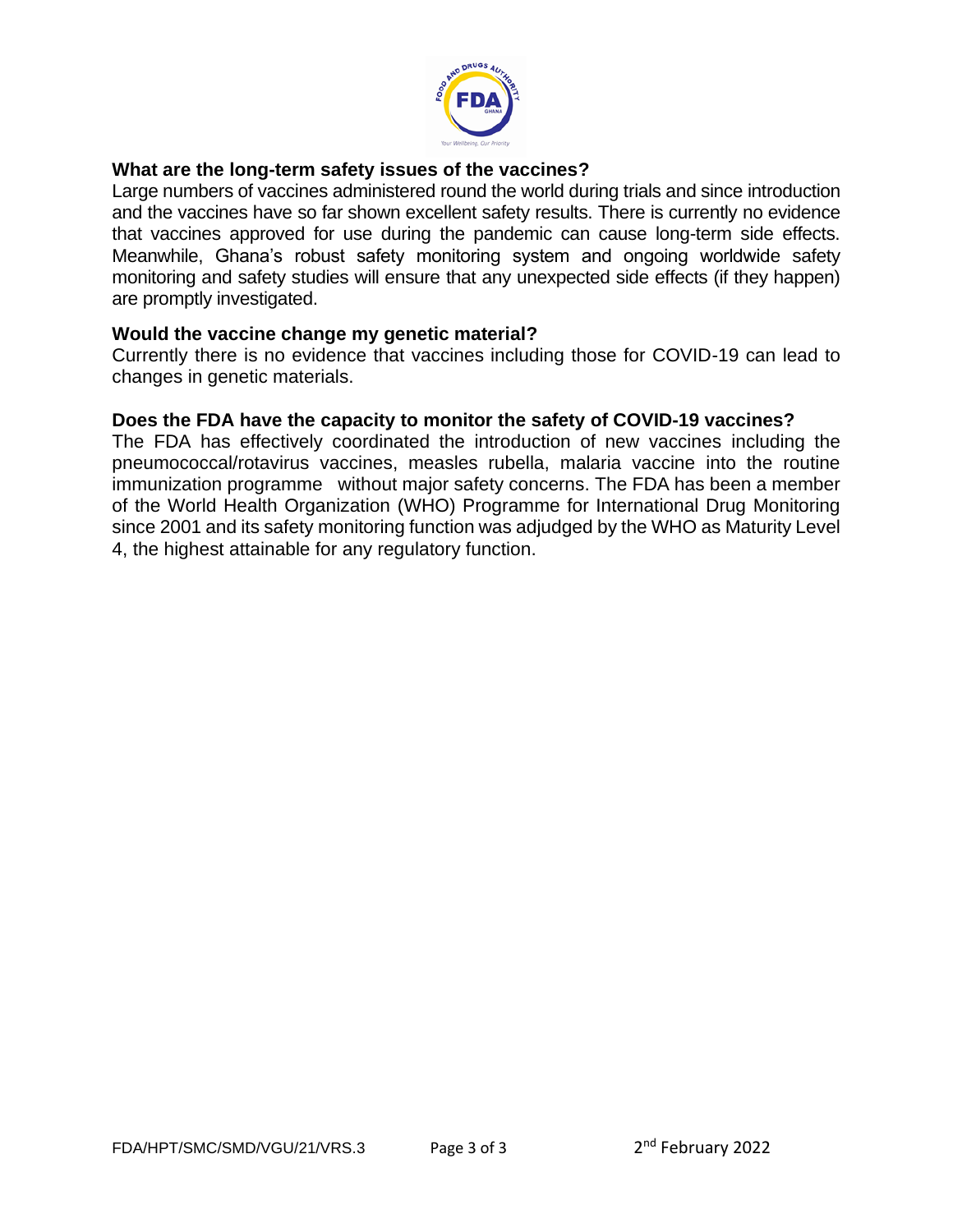### What are the long-term safety issues of the vaccines?

Large numbers of vaccines administered round the world during trials and since introduction and the vaccines have so far shown excellent safety results. There is currently no evidence that vaccines approved for use during the pandemic can cause long-term side effects. Meanwhile, Ghana's robust safety monitoring system and ongoing worldwide safety monitoring and safety studies will ensure that any unexpected side effects (if they happen) are promptly investigated.

### Would the vaccine change my genetic material?

Currently there is no evidence that vaccines including those for COVID-19 can lead to changes in genetic materials.

### Does the FDA have the capacity to monitor the safety of COVID-19 vaccines?

The FDA has effectively coordinated the introduction of new vaccines including the pneumococcal/rotavirus vaccines, measles rubella, malaria vaccine into the routine immunization programme without major safety concerns. The FDA has been a member of the World Health Organization (WHO) Programme for International Drug Monitoring since 2001 and its safety monitoring function was adjudged by the WHO as Maturity Level 4, the highest attainable for any regulatory function.